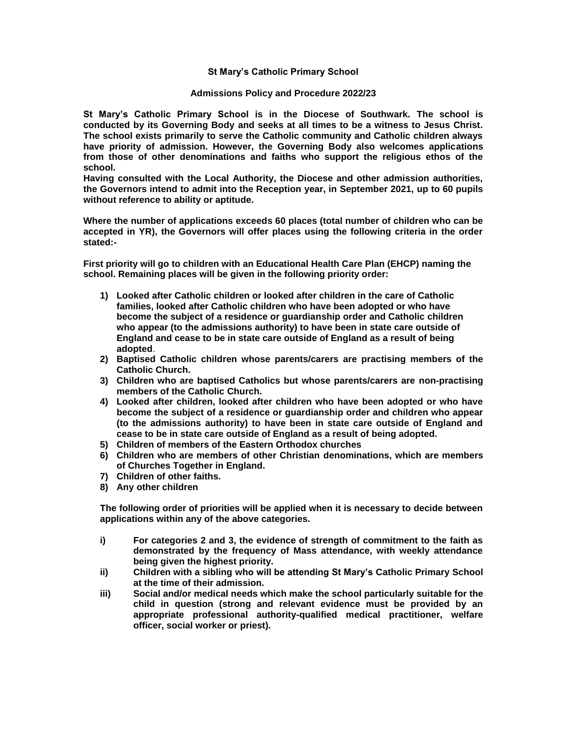# St Mary's Catholic Primary School

## Admissions Policy and Procedure 2022/23

**St Mary's Catholic Primary School is in the Diocese of Southwark. The school is conducted by its Governing Body and seeks at all times to be a witness to Jesus Christ. The school exists primarily to serve the Catholic community and Catholic children always have priority of admission. However, the Governing Body also welcomes applications from those of other denominations and faiths who support the religious ethos of the school.**
**Having consulted with the Local Authority, the Diocese and other admission authorities, the Governors intend to admit into the Reception year, in September 2021, up to 60 pupils without reference to ability or aptitude.**

**Where the number of applications exceeds 60 places (total number of children who can be accepted in YR), the Governors will offer places using the following criteria in the order stated:-**

**First priority will go to children with an Educational Health Care Plan (EHCP) naming the school. Remaining places will be given in the following priority order:**

1) **Looked after Catholic children or looked after children in the care of Catholic families, looked after Catholic children who have been adopted or who have become the subject of a residence or guardianship order and Catholic children who appear (to the admissions authority) to have been in state care outside of England and cease to be in state care outside of England as a result of being adopted**.
2) **Baptised Catholic children whose parents/carers are practising members of the Catholic Church.**
3) **Children who are baptised Catholics but whose parents/carers are non-practising members of the Catholic Church.**
4) **Looked after children, looked after children who have been adopted or who have become the subject of a residence or guardianship order and children who appear (to the admissions authority) to have been in state care outside of England and cease to be in state care outside of England as a result of being adopted.**
5) **Children of members of the Eastern Orthodox churches**
6) **Children who are members of other Christian denominations, which are members of Churches Together in England.**
7) **Children of other faiths.**
8) **Any other children**

**The following order of priorities will be applied when it is necessary to decide between applications within any of the above categories.**

- **i)** **For categories 2 and 3, the evidence of strength of commitment to the faith as demonstrated by the frequency of Mass attendance, with weekly attendance being given the highest priority.**
- **ii)** **Children with a sibling who will be attending St Mary's Catholic Primary School at the time of their admission.**
- **iii)** **Social and/or medical needs which make the school particularly suitable for the child in question (strong and relevant evidence must be provided by an appropriate professional authority-qualified medical practitioner, welfare officer, social worker or priest).**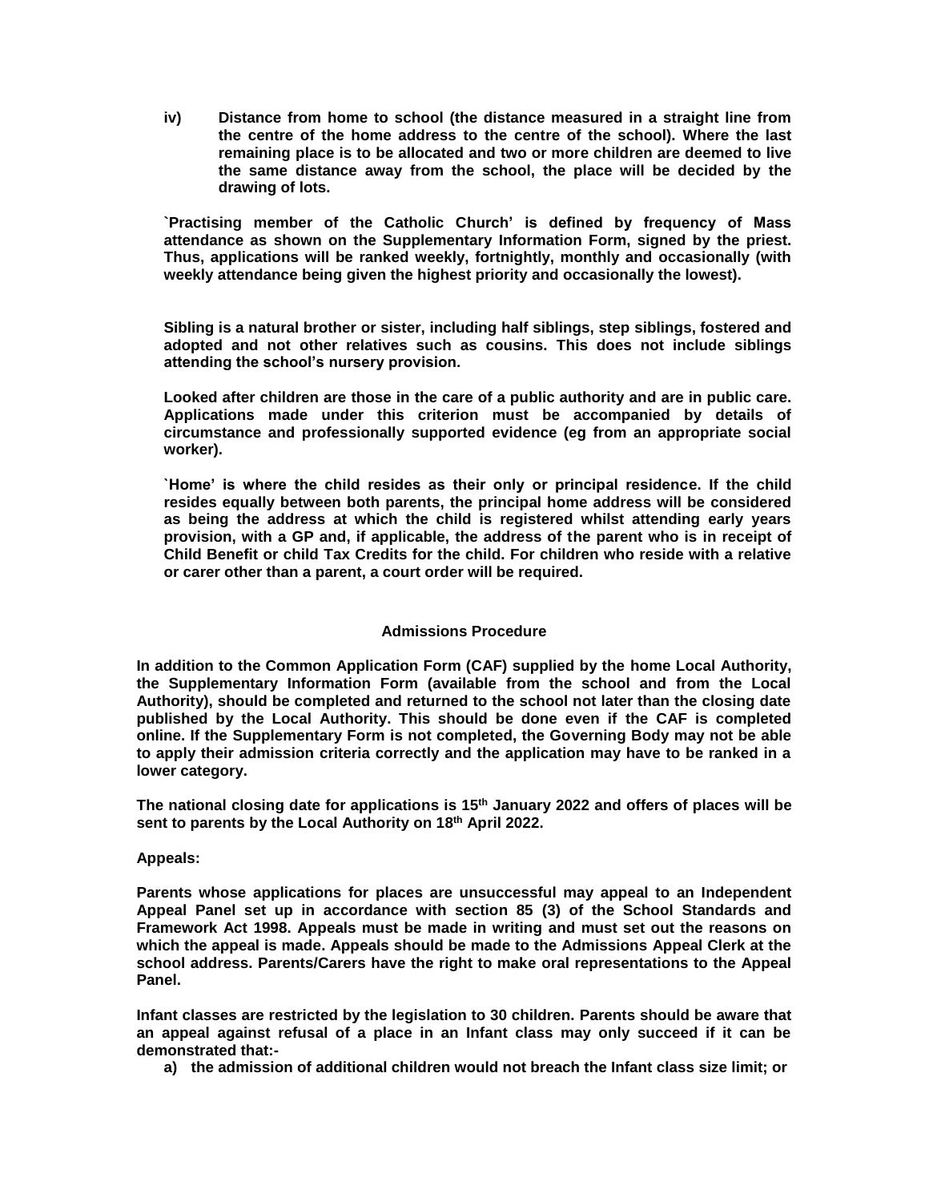**iv) Distance from home to school (the distance measured in a straight line from the centre of the home address to the centre of the school). Where the last remaining place is to be allocated and two or more children are deemed to live the same distance away from the school, the place will be decided by the drawing of lots.**

**`Practising member of the Catholic Church' is defined by frequency of Mass attendance as shown on the Supplementary Information Form, signed by the priest. Thus, applications will be ranked weekly, fortnightly, monthly and occasionally (with weekly attendance being given the highest priority and occasionally the lowest).**

**Sibling is a natural brother or sister, including half siblings, step siblings, fostered and adopted and not other relatives such as cousins. This does not include siblings attending the school's nursery provision.**

**Looked after children are those in the care of a public authority and are in public care. Applications made under this criterion must be accompanied by details of circumstance and professionally supported evidence (eg from an appropriate social worker).**

**`Home' is where the child resides as their only or principal residence. If the child resides equally between both parents, the principal home address will be considered as being the address at which the child is registered whilst attending early years provision, with a GP and, if applicable, the address of the parent who is in receipt of Child Benefit or child Tax Credits for the child. For children who reside with a relative or carer other than a parent, a court order will be required.**

## Admissions Procedure

**In addition to the Common Application Form (CAF) supplied by the home Local Authority, the Supplementary Information Form (available from the school and from the Local Authority), should be completed and returned to the school not later than the closing date published by the Local Authority. This should be done even if the CAF is completed online. If the Supplementary Form is not completed, the Governing Body may not be able to apply their admission criteria correctly and the application may have to be ranked in a lower category.**

**The national closing date for applications is 15th January 2022 and offers of places will be sent to parents by the Local Authority on 18th April 2022.**

**Appeals:**

**Parents whose applications for places are unsuccessful may appeal to an Independent Appeal Panel set up in accordance with section 85 (3) of the School Standards and Framework Act 1998. Appeals must be made in writing and must set out the reasons on which the appeal is made. Appeals should be made to the Admissions Appeal Clerk at the school address. Parents/Carers have the right to make oral representations to the Appeal Panel.**

**Infant classes are restricted by the legislation to 30 children. Parents should be aware that an appeal against refusal of a place in an Infant class may only succeed if it can be demonstrated that:-**

a) **the admission of additional children would not breach the Infant class size limit; or**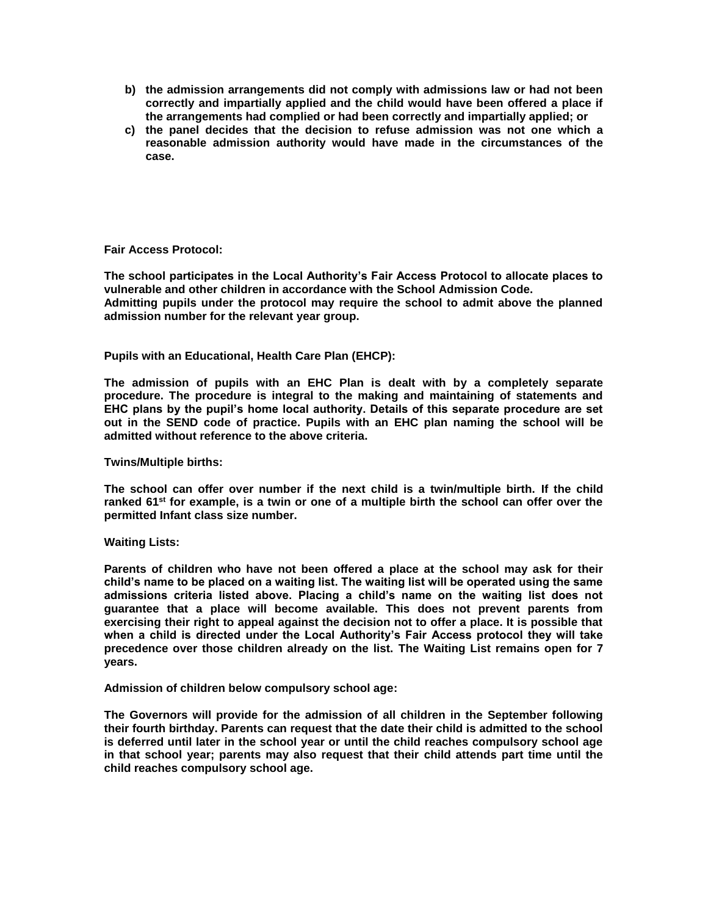b) **the admission arrangements did not comply with admissions law or had not been correctly and impartially applied and the child would have been offered a place if the arrangements had complied or had been correctly and impartially applied; or**
c) **the panel decides that the decision to refuse admission was not one which a reasonable admission authority would have made in the circumstances of the case.**

**Fair Access Protocol:**

**The school participates in the Local Authority's Fair Access Protocol to allocate places to vulnerable and other children in accordance with the School Admission Code. Admitting pupils under the protocol may require the school to admit above the planned admission number for the relevant year group.**

**Pupils with an Educational, Health Care Plan (EHCP):**

**The admission of pupils with an EHC Plan is dealt with by a completely separate procedure. The procedure is integral to the making and maintaining of statements and EHC plans by the pupil's home local authority. Details of this separate procedure are set out in the SEND code of practice. Pupils with an EHC plan naming the school will be admitted without reference to the above criteria.**

**Twins/Multiple births:**

**The school can offer over number if the next child is a twin/multiple birth. If the child ranked 61st for example, is a twin or one of a multiple birth the school can offer over the permitted Infant class size number.**

**Waiting Lists:**

**Parents of children who have not been offered a place at the school may ask for their child's name to be placed on a waiting list. The waiting list will be operated using the same admissions criteria listed above. Placing a child's name on the waiting list does not guarantee that a place will become available. This does not prevent parents from exercising their right to appeal against the decision not to offer a place. It is possible that when a child is directed under the Local Authority's Fair Access protocol they will take precedence over those children already on the list. The Waiting List remains open for 7 years.**

**Admission of children below compulsory school age:**

**The Governors will provide for the admission of all children in the September following their fourth birthday. Parents can request that the date their child is admitted to the school is deferred until later in the school year or until the child reaches compulsory school age in that school year; parents may also request that their child attends part time until the child reaches compulsory school age.**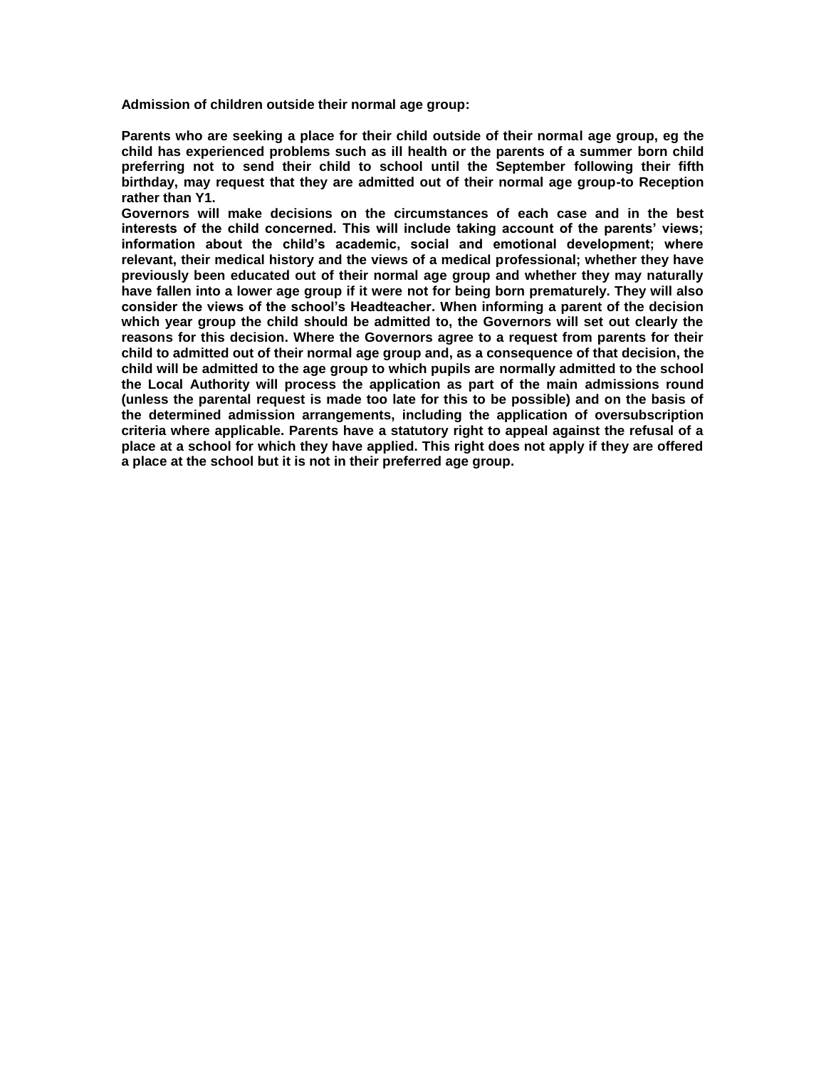**Admission of children outside their normal age group:**

**Parents who are seeking a place for their child outside of their normal age group, eg the child has experienced problems such as ill health or the parents of a summer born child preferring not to send their child to school until the September following their fifth birthday, may request that they are admitted out of their normal age group-to Reception rather than Y1.**

**Governors will make decisions on the circumstances of each case and in the best interests of the child concerned. This will include taking account of the parents' views; information about the child's academic, social and emotional development; where relevant, their medical history and the views of a medical professional; whether they have previously been educated out of their normal age group and whether they may naturally have fallen into a lower age group if it were not for being born prematurely. They will also consider the views of the school's Headteacher. When informing a parent of the decision which year group the child should be admitted to, the Governors will set out clearly the reasons for this decision. Where the Governors agree to a request from parents for their child to admitted out of their normal age group and, as a consequence of that decision, the child will be admitted to the age group to which pupils are normally admitted to the school the Local Authority will process the application as part of the main admissions round (unless the parental request is made too late for this to be possible) and on the basis of the determined admission arrangements, including the application of oversubscription criteria where applicable. Parents have a statutory right to appeal against the refusal of a place at a school for which they have applied. This right does not apply if they are offered a place at the school but it is not in their preferred age group.**